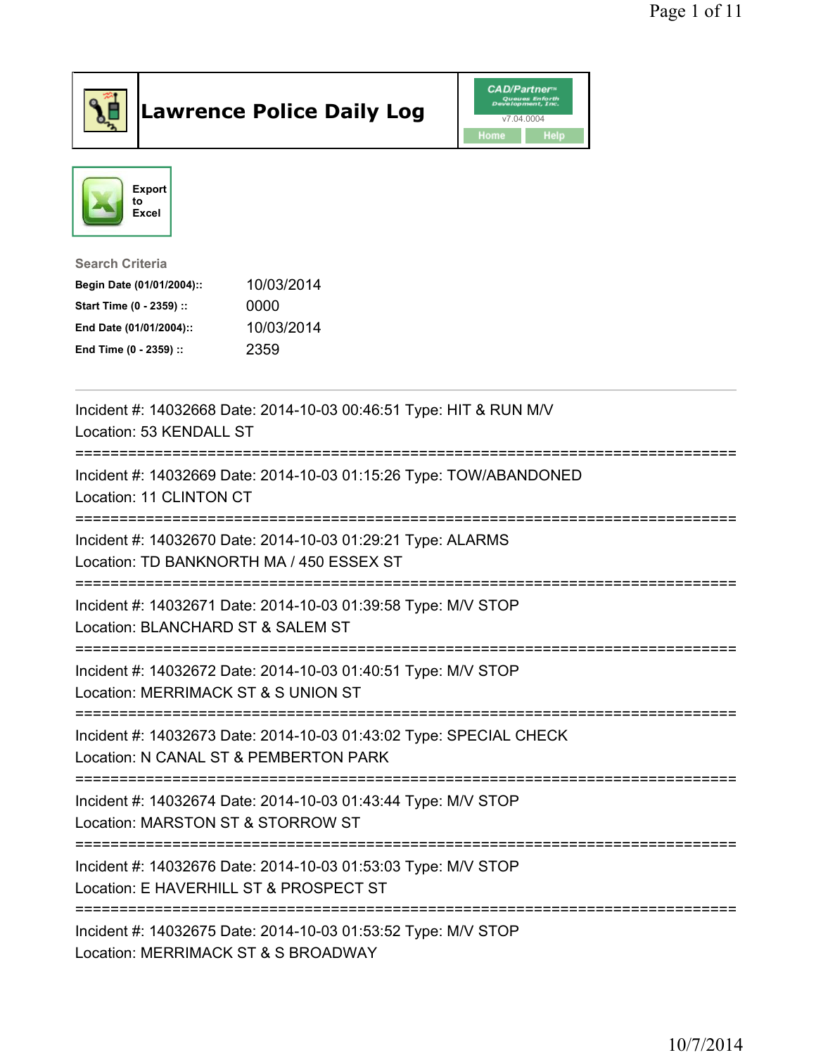# Lawrence Police Daily Log

Export to Excel

**Search Criteria**

| | |
|---|---|
| **Begin Date (01/01/2004)::** | 10/03/2014 |
| **Start Time (0 - 2359) ::** | 0000 |
| **End Date (01/01/2004)::** | 10/03/2014 |
| **End Time (0 - 2359) ::** | 2359 |

---

Incident #: 14032668 Date: 2014-10-03 00:46:51 Type: HIT & RUN M/V
Location: 53 KENDALL ST

===========================================================================

Incident #: 14032669 Date: 2014-10-03 01:15:26 Type: TOW/ABANDONED
Location: 11 CLINTON CT

===========================================================================

Incident #: 14032670 Date: 2014-10-03 01:29:21 Type: ALARMS
Location: TD BANKNORTH MA / 450 ESSEX ST

===========================================================================

Incident #: 14032671 Date: 2014-10-03 01:39:58 Type: M/V STOP
Location: BLANCHARD ST & SALEM ST

===========================================================================

Incident #: 14032672 Date: 2014-10-03 01:40:51 Type: M/V STOP
Location: MERRIMACK ST & S UNION ST

===========================================================================

Incident #: 14032673 Date: 2014-10-03 01:43:02 Type: SPECIAL CHECK
Location: N CANAL ST & PEMBERTON PARK

===========================================================================

Incident #: 14032674 Date: 2014-10-03 01:43:44 Type: M/V STOP
Location: MARSTON ST & STORROW ST

===========================================================================

Incident #: 14032676 Date: 2014-10-03 01:53:03 Type: M/V STOP
Location: E HAVERHILL ST & PROSPECT ST

===========================================================================

Incident #: 14032675 Date: 2014-10-03 01:53:52 Type: M/V STOP
Location: MERRIMACK ST & S BROADWAY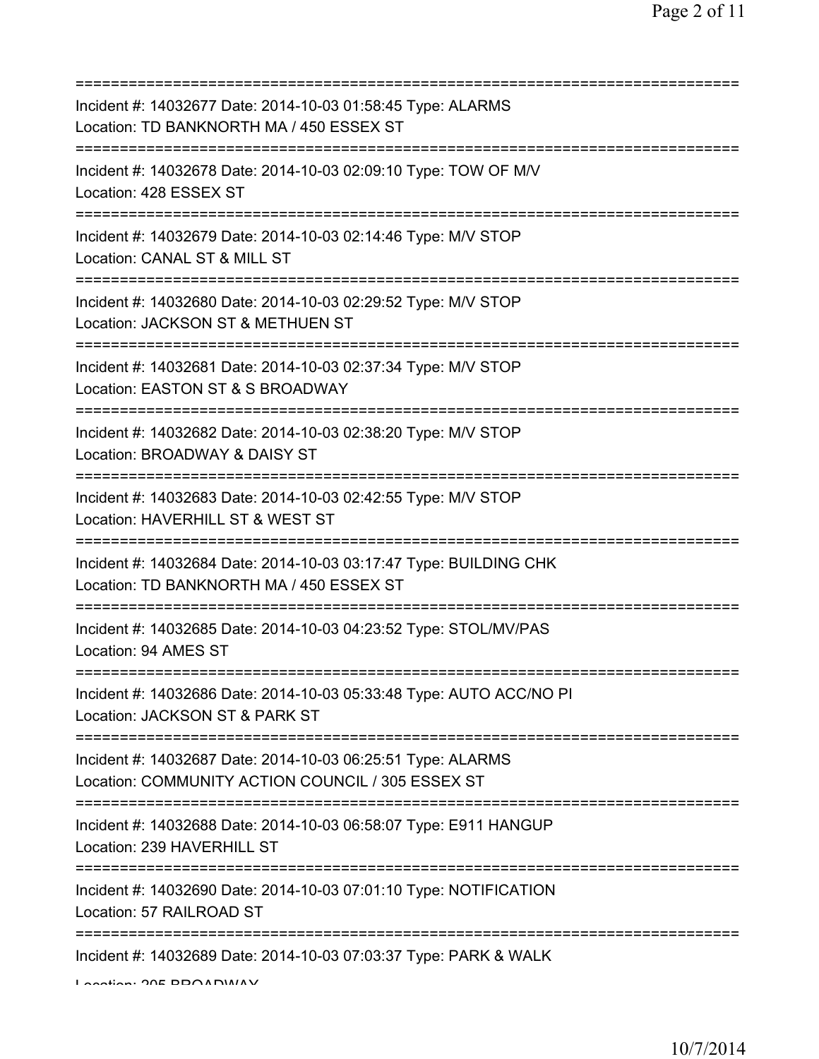===========================================================================
Incident #: 14032677 Date: 2014-10-03 01:58:45 Type: ALARMS
Location: TD BANKNORTH MA / 450 ESSEX ST
===========================================================================
Incident #: 14032678 Date: 2014-10-03 02:09:10 Type: TOW OF M/V
Location: 428 ESSEX ST
===========================================================================
Incident #: 14032679 Date: 2014-10-03 02:14:46 Type: M/V STOP
Location: CANAL ST & MILL ST
===========================================================================
Incident #: 14032680 Date: 2014-10-03 02:29:52 Type: M/V STOP
Location: JACKSON ST & METHUEN ST
===========================================================================
Incident #: 14032681 Date: 2014-10-03 02:37:34 Type: M/V STOP
Location: EASTON ST & S BROADWAY
===========================================================================
Incident #: 14032682 Date: 2014-10-03 02:38:20 Type: M/V STOP
Location: BROADWAY & DAISY ST
===========================================================================
Incident #: 14032683 Date: 2014-10-03 02:42:55 Type: M/V STOP
Location: HAVERHILL ST & WEST ST
===========================================================================
Incident #: 14032684 Date: 2014-10-03 03:17:47 Type: BUILDING CHK
Location: TD BANKNORTH MA / 450 ESSEX ST
===========================================================================
Incident #: 14032685 Date: 2014-10-03 04:23:52 Type: STOL/MV/PAS
Location: 94 AMES ST
===========================================================================
Incident #: 14032686 Date: 2014-10-03 05:33:48 Type: AUTO ACC/NO PI
Location: JACKSON ST & PARK ST
===========================================================================
Incident #: 14032687 Date: 2014-10-03 06:25:51 Type: ALARMS
Location: COMMUNITY ACTION COUNCIL / 305 ESSEX ST
===========================================================================
Incident #: 14032688 Date: 2014-10-03 06:58:07 Type: E911 HANGUP
Location: 239 HAVERHILL ST
===========================================================================
Incident #: 14032690 Date: 2014-10-03 07:01:10 Type: NOTIFICATION
Location: 57 RAILROAD ST
===========================================================================
Incident #: 14032689 Date: 2014-10-03 07:03:37 Type: PARK & WALK
Location: 205 BROADWAY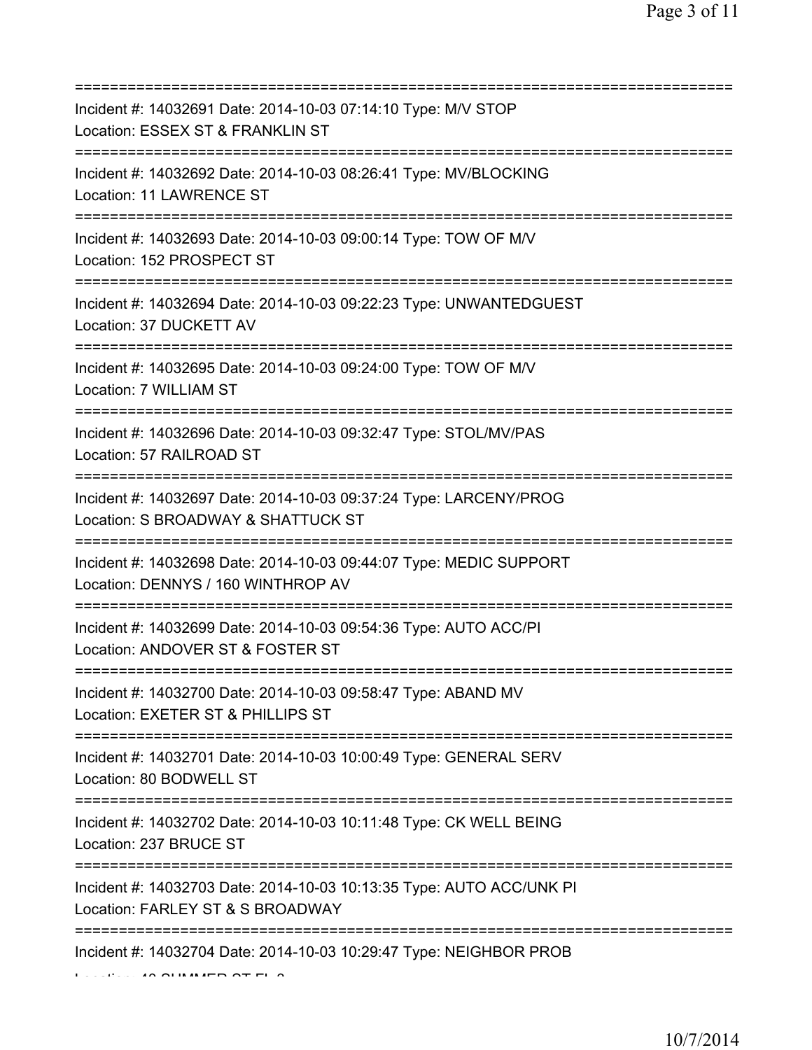==============================================================================
Incident #: 14032691 Date: 2014-10-03 07:14:10 Type: M/V STOP
Location: ESSEX ST & FRANKLIN ST
==============================================================================
Incident #: 14032692 Date: 2014-10-03 08:26:41 Type: MV/BLOCKING
Location: 11 LAWRENCE ST
==============================================================================
Incident #: 14032693 Date: 2014-10-03 09:00:14 Type: TOW OF M/V
Location: 152 PROSPECT ST
==============================================================================
Incident #: 14032694 Date: 2014-10-03 09:22:23 Type: UNWANTEDGUEST
Location: 37 DUCKETT AV
==============================================================================
Incident #: 14032695 Date: 2014-10-03 09:24:00 Type: TOW OF M/V
Location: 7 WILLIAM ST
==============================================================================
Incident #: 14032696 Date: 2014-10-03 09:32:47 Type: STOL/MV/PAS
Location: 57 RAILROAD ST
==============================================================================
Incident #: 14032697 Date: 2014-10-03 09:37:24 Type: LARCENY/PROG
Location: S BROADWAY & SHATTUCK ST
==============================================================================
Incident #: 14032698 Date: 2014-10-03 09:44:07 Type: MEDIC SUPPORT
Location: DENNYS / 160 WINTHROP AV
==============================================================================
Incident #: 14032699 Date: 2014-10-03 09:54:36 Type: AUTO ACC/PI
Location: ANDOVER ST & FOSTER ST
==============================================================================
Incident #: 14032700 Date: 2014-10-03 09:58:47 Type: ABAND MV
Location: EXETER ST & PHILLIPS ST
==============================================================================
Incident #: 14032701 Date: 2014-10-03 10:00:49 Type: GENERAL SERV
Location: 80 BODWELL ST
==============================================================================
Incident #: 14032702 Date: 2014-10-03 10:11:48 Type: CK WELL BEING
Location: 237 BRUCE ST
==============================================================================
Incident #: 14032703 Date: 2014-10-03 10:13:35 Type: AUTO ACC/UNK PI
Location: FARLEY ST & S BROADWAY
==============================================================================
Incident #: 14032704 Date: 2014-10-03 10:29:47 Type: NEIGHBOR PROB
Location: 40 SUMMER ST FL 3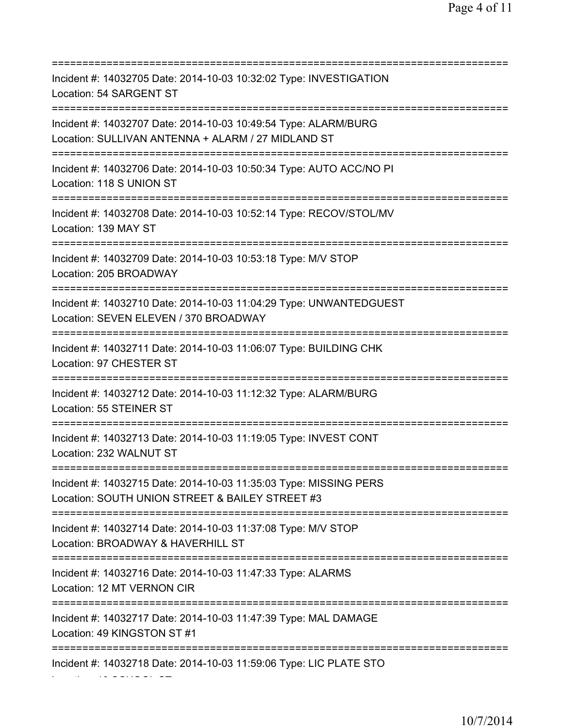===========================================================================

Incident #: 14032705 Date: 2014-10-03 10:32:02 Type: INVESTIGATION
Location: 54 SARGENT ST

===========================================================================

Incident #: 14032707 Date: 2014-10-03 10:49:54 Type: ALARM/BURG
Location: SULLIVAN ANTENNA + ALARM / 27 MIDLAND ST

===========================================================================

Incident #: 14032706 Date: 2014-10-03 10:50:34 Type: AUTO ACC/NO PI
Location: 118 S UNION ST

===========================================================================

Incident #: 14032708 Date: 2014-10-03 10:52:14 Type: RECOV/STOL/MV
Location: 139 MAY ST

===========================================================================

Incident #: 14032709 Date: 2014-10-03 10:53:18 Type: M/V STOP
Location: 205 BROADWAY

===========================================================================

Incident #: 14032710 Date: 2014-10-03 11:04:29 Type: UNWANTEDGUEST
Location: SEVEN ELEVEN / 370 BROADWAY

===========================================================================

Incident #: 14032711 Date: 2014-10-03 11:06:07 Type: BUILDING CHK
Location: 97 CHESTER ST

===========================================================================

Incident #: 14032712 Date: 2014-10-03 11:12:32 Type: ALARM/BURG
Location: 55 STEINER ST

===========================================================================

Incident #: 14032713 Date: 2014-10-03 11:19:05 Type: INVEST CONT
Location: 232 WALNUT ST

===========================================================================

Incident #: 14032715 Date: 2014-10-03 11:35:03 Type: MISSING PERS
Location: SOUTH UNION STREET & BAILEY STREET #3

===========================================================================

Incident #: 14032714 Date: 2014-10-03 11:37:08 Type: M/V STOP
Location: BROADWAY & HAVERHILL ST

===========================================================================

Incident #: 14032716 Date: 2014-10-03 11:47:33 Type: ALARMS
Location: 12 MT VERNON CIR

===========================================================================

Incident #: 14032717 Date: 2014-10-03 11:47:39 Type: MAL DAMAGE
Location: 49 KINGSTON ST #1

===========================================================================

Incident #: 14032718 Date: 2014-10-03 11:59:06 Type: LIC PLATE STO
Location: 10 SCHOOL ST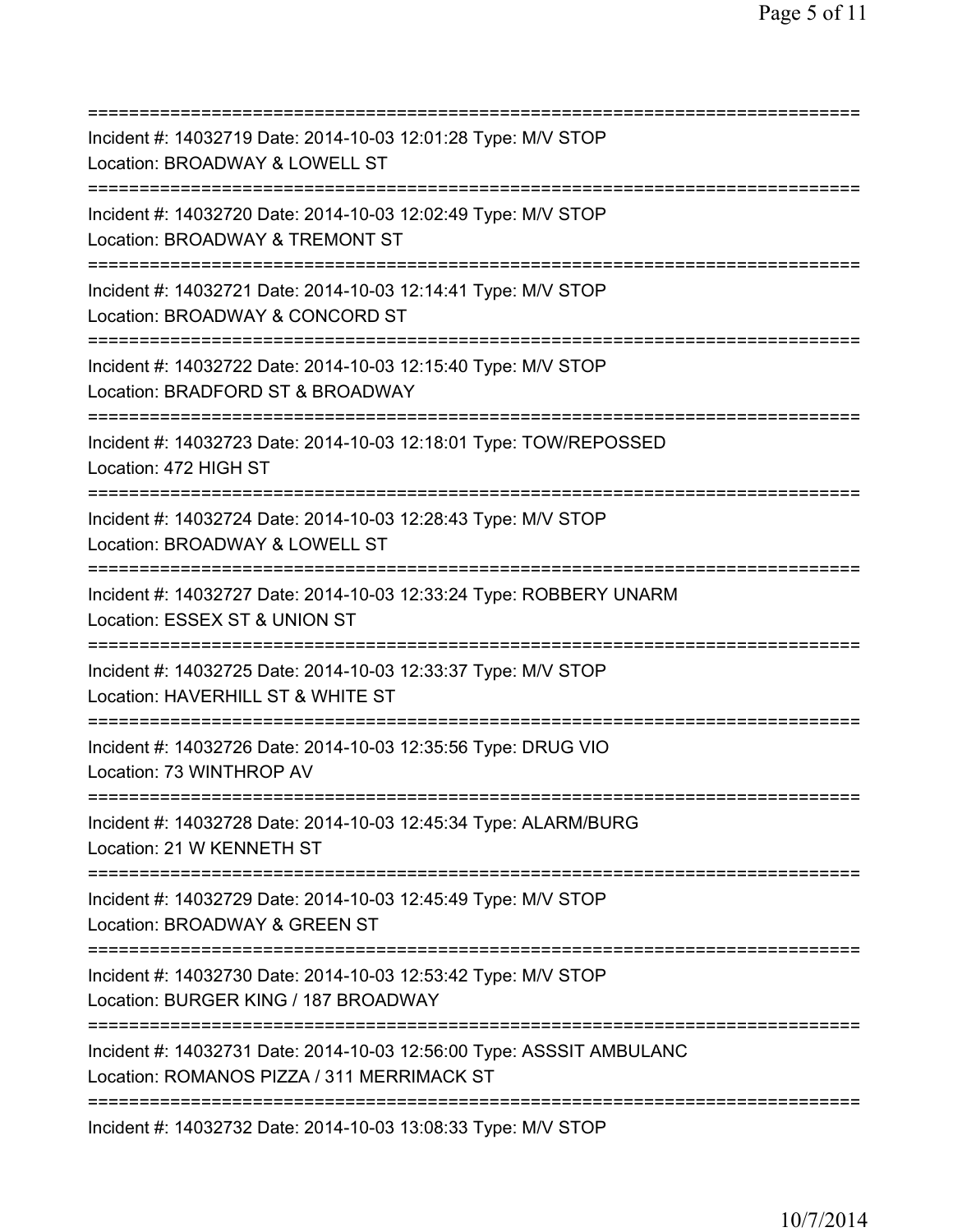===========================================================================
Incident #: 14032719 Date: 2014-10-03 12:01:28 Type: M/V STOP
Location: BROADWAY & LOWELL ST
===========================================================================
Incident #: 14032720 Date: 2014-10-03 12:02:49 Type: M/V STOP
Location: BROADWAY & TREMONT ST
===========================================================================
Incident #: 14032721 Date: 2014-10-03 12:14:41 Type: M/V STOP
Location: BROADWAY & CONCORD ST
===========================================================================
Incident #: 14032722 Date: 2014-10-03 12:15:40 Type: M/V STOP
Location: BRADFORD ST & BROADWAY
===========================================================================
Incident #: 14032723 Date: 2014-10-03 12:18:01 Type: TOW/REPOSSED
Location: 472 HIGH ST
===========================================================================
Incident #: 14032724 Date: 2014-10-03 12:28:43 Type: M/V STOP
Location: BROADWAY & LOWELL ST
===========================================================================
Incident #: 14032727 Date: 2014-10-03 12:33:24 Type: ROBBERY UNARM
Location: ESSEX ST & UNION ST
===========================================================================
Incident #: 14032725 Date: 2014-10-03 12:33:37 Type: M/V STOP
Location: HAVERHILL ST & WHITE ST
===========================================================================
Incident #: 14032726 Date: 2014-10-03 12:35:56 Type: DRUG VIO
Location: 73 WINTHROP AV
===========================================================================
Incident #: 14032728 Date: 2014-10-03 12:45:34 Type: ALARM/BURG
Location: 21 W KENNETH ST
===========================================================================
Incident #: 14032729 Date: 2014-10-03 12:45:49 Type: M/V STOP
Location: BROADWAY & GREEN ST
===========================================================================
Incident #: 14032730 Date: 2014-10-03 12:53:42 Type: M/V STOP
Location: BURGER KING / 187 BROADWAY
===========================================================================
Incident #: 14032731 Date: 2014-10-03 12:56:00 Type: ASSSIT AMBULANC
Location: ROMANOS PIZZA / 311 MERRIMACK ST
===========================================================================
Incident #: 14032732 Date: 2014-10-03 13:08:33 Type: M/V STOP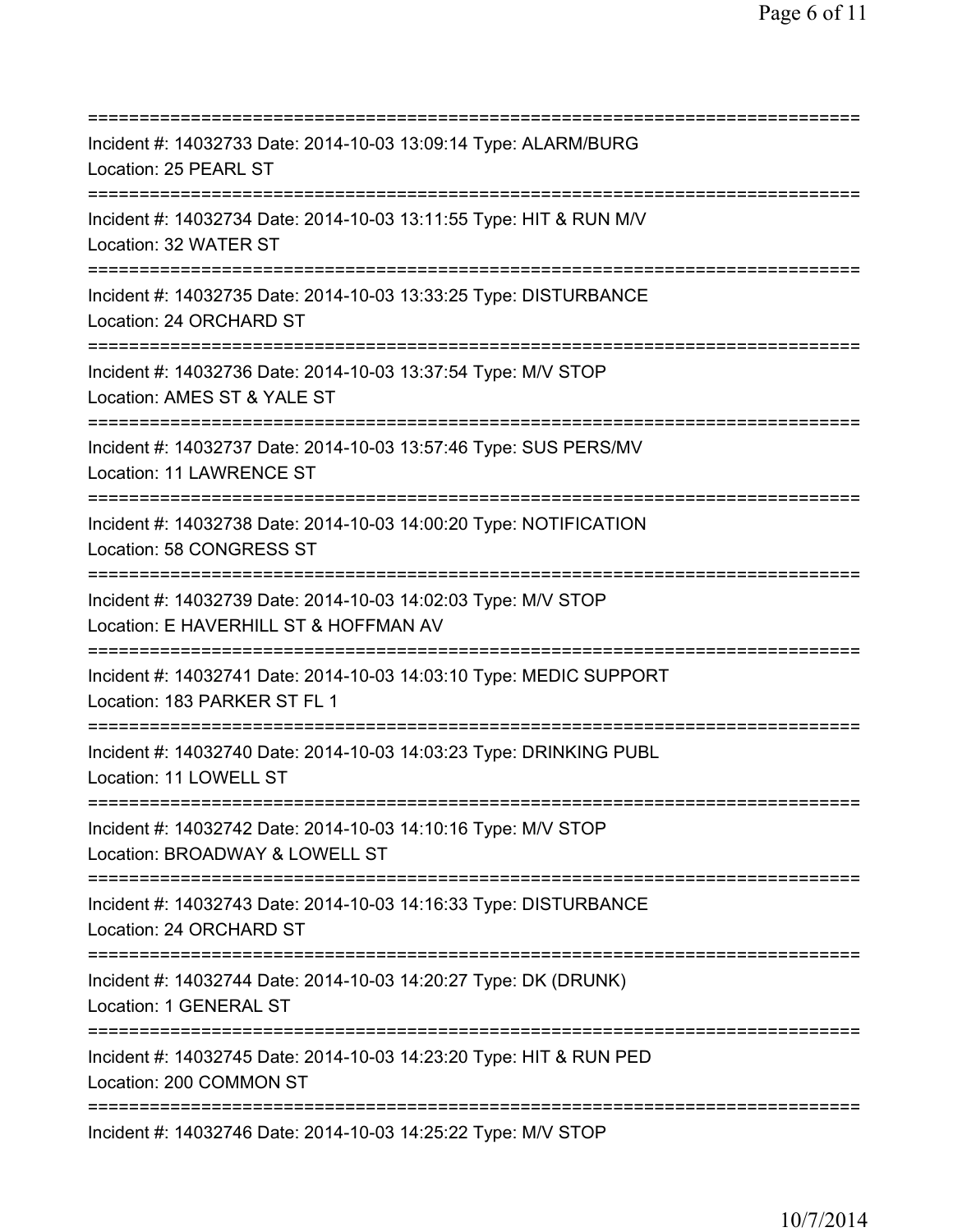===========================================================================

Incident #: 14032733 Date: 2014-10-03 13:09:14 Type: ALARM/BURG

Location: 25 PEARL ST

===========================================================================

Incident #: 14032734 Date: 2014-10-03 13:11:55 Type: HIT & RUN M/V

Location: 32 WATER ST

===========================================================================

Incident #: 14032735 Date: 2014-10-03 13:33:25 Type: DISTURBANCE

Location: 24 ORCHARD ST

===========================================================================

Incident #: 14032736 Date: 2014-10-03 13:37:54 Type: M/V STOP

Location: AMES ST & YALE ST

===========================================================================

Incident #: 14032737 Date: 2014-10-03 13:57:46 Type: SUS PERS/MV

Location: 11 LAWRENCE ST

===========================================================================

Incident #: 14032738 Date: 2014-10-03 14:00:20 Type: NOTIFICATION

Location: 58 CONGRESS ST

===========================================================================

Incident #: 14032739 Date: 2014-10-03 14:02:03 Type: M/V STOP

Location: E HAVERHILL ST & HOFFMAN AV

===========================================================================

Incident #: 14032741 Date: 2014-10-03 14:03:10 Type: MEDIC SUPPORT

Location: 183 PARKER ST FL 1

===========================================================================

Incident #: 14032740 Date: 2014-10-03 14:03:23 Type: DRINKING PUBL

Location: 11 LOWELL ST

===========================================================================

Incident #: 14032742 Date: 2014-10-03 14:10:16 Type: M/V STOP

Location: BROADWAY & LOWELL ST

===========================================================================

Incident #: 14032743 Date: 2014-10-03 14:16:33 Type: DISTURBANCE

Location: 24 ORCHARD ST

===========================================================================

Incident #: 14032744 Date: 2014-10-03 14:20:27 Type: DK (DRUNK)

Location: 1 GENERAL ST

===========================================================================

Incident #: 14032745 Date: 2014-10-03 14:23:20 Type: HIT & RUN PED

Location: 200 COMMON ST

===========================================================================

Incident #: 14032746 Date: 2014-10-03 14:25:22 Type: M/V STOP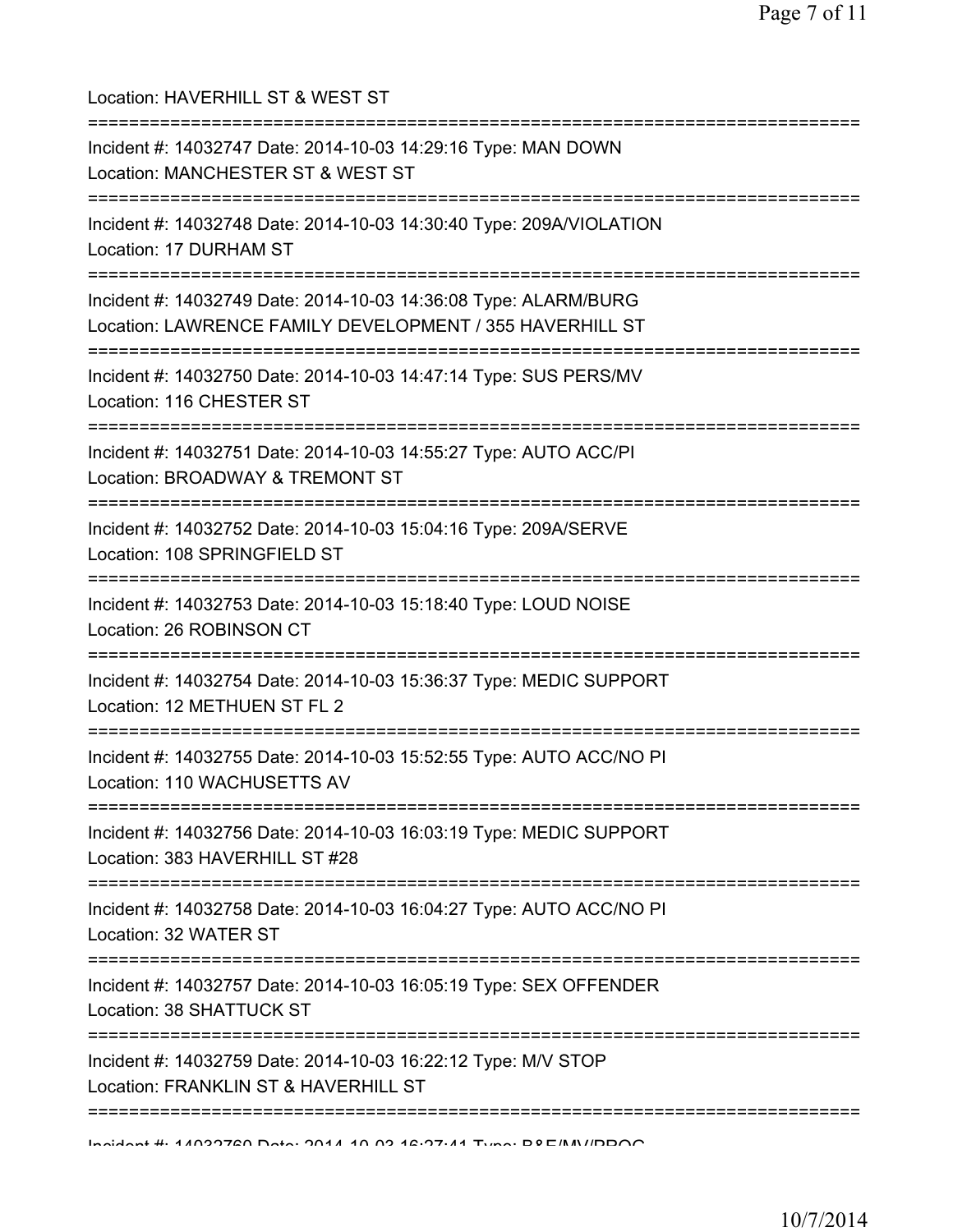Location: HAVERHILL ST & WEST ST

===========================================================================

Incident #: 14032747 Date: 2014-10-03 14:29:16 Type: MAN DOWN
Location: MANCHESTER ST & WEST ST

===========================================================================

Incident #: 14032748 Date: 2014-10-03 14:30:40 Type: 209A/VIOLATION
Location: 17 DURHAM ST

===========================================================================

Incident #: 14032749 Date: 2014-10-03 14:36:08 Type: ALARM/BURG
Location: LAWRENCE FAMILY DEVELOPMENT / 355 HAVERHILL ST

===========================================================================

Incident #: 14032750 Date: 2014-10-03 14:47:14 Type: SUS PERS/MV
Location: 116 CHESTER ST

===========================================================================

Incident #: 14032751 Date: 2014-10-03 14:55:27 Type: AUTO ACC/PI
Location: BROADWAY & TREMONT ST

===========================================================================

Incident #: 14032752 Date: 2014-10-03 15:04:16 Type: 209A/SERVE
Location: 108 SPRINGFIELD ST

===========================================================================

Incident #: 14032753 Date: 2014-10-03 15:18:40 Type: LOUD NOISE
Location: 26 ROBINSON CT

===========================================================================

Incident #: 14032754 Date: 2014-10-03 15:36:37 Type: MEDIC SUPPORT
Location: 12 METHUEN ST FL 2

===========================================================================

Incident #: 14032755 Date: 2014-10-03 15:52:55 Type: AUTO ACC/NO PI
Location: 110 WACHUSETTS AV

===========================================================================

Incident #: 14032756 Date: 2014-10-03 16:03:19 Type: MEDIC SUPPORT
Location: 383 HAVERHILL ST #28

===========================================================================

Incident #: 14032758 Date: 2014-10-03 16:04:27 Type: AUTO ACC/NO PI
Location: 32 WATER ST

===========================================================================

Incident #: 14032757 Date: 2014-10-03 16:05:19 Type: SEX OFFENDER
Location: 38 SHATTUCK ST

===========================================================================

Incident #: 14032759 Date: 2014-10-03 16:22:12 Type: M/V STOP
Location: FRANKLIN ST & HAVERHILL ST

===========================================================================

Incident #: 14032760 Date: 2014-10-03 16:27:41 Type: B&E/MV/PROG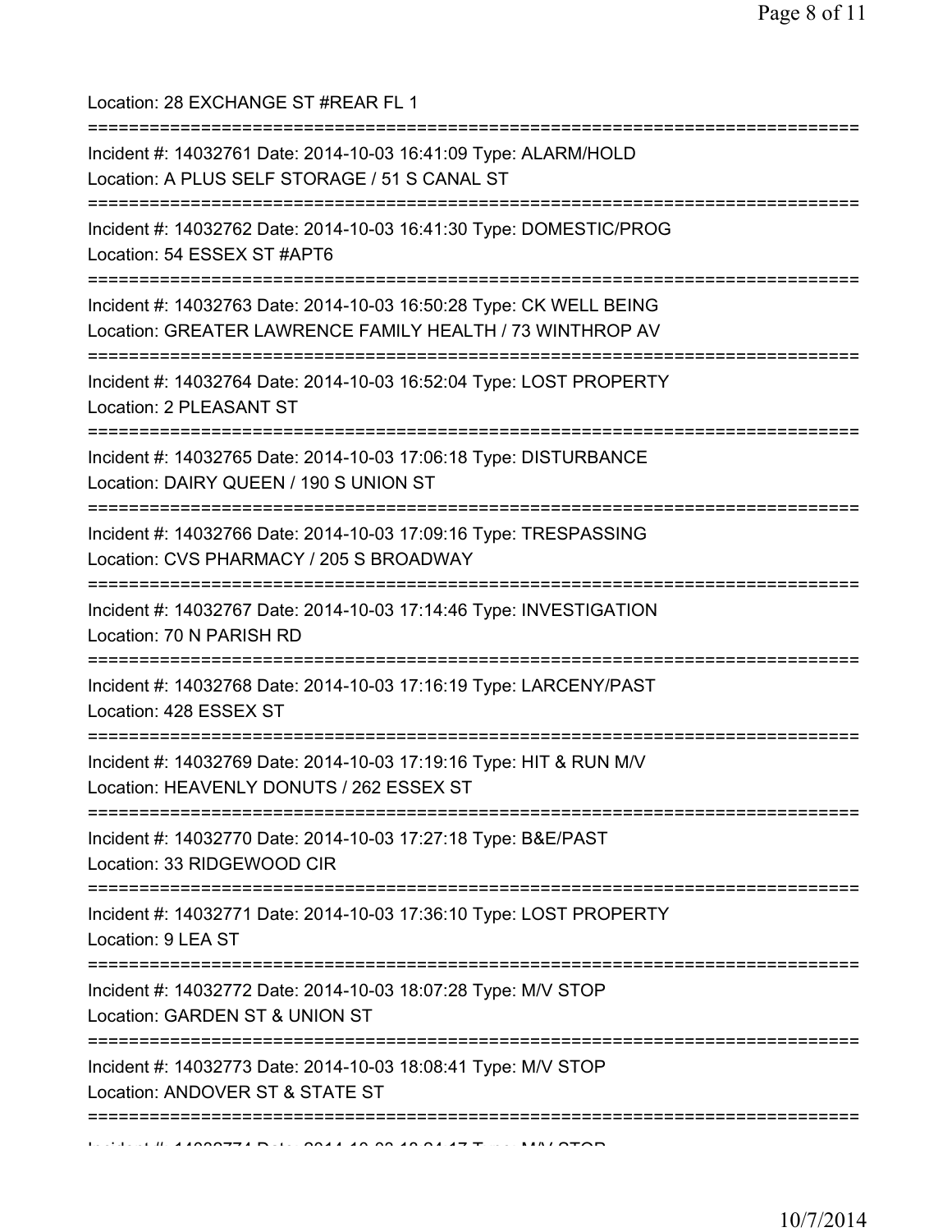Location: 28 EXCHANGE ST #REAR FL 1

===========================================================================

Incident #: 14032761 Date: 2014-10-03 16:41:09 Type: ALARM/HOLD
Location: A PLUS SELF STORAGE / 51 S CANAL ST

===========================================================================

Incident #: 14032762 Date: 2014-10-03 16:41:30 Type: DOMESTIC/PROG
Location: 54 ESSEX ST #APT6

===========================================================================

Incident #: 14032763 Date: 2014-10-03 16:50:28 Type: CK WELL BEING
Location: GREATER LAWRENCE FAMILY HEALTH / 73 WINTHROP AV

===========================================================================

Incident #: 14032764 Date: 2014-10-03 16:52:04 Type: LOST PROPERTY
Location: 2 PLEASANT ST

===========================================================================

Incident #: 14032765 Date: 2014-10-03 17:06:18 Type: DISTURBANCE
Location: DAIRY QUEEN / 190 S UNION ST

===========================================================================

Incident #: 14032766 Date: 2014-10-03 17:09:16 Type: TRESPASSING
Location: CVS PHARMACY / 205 S BROADWAY

===========================================================================

Incident #: 14032767 Date: 2014-10-03 17:14:46 Type: INVESTIGATION
Location: 70 N PARISH RD

===========================================================================

Incident #: 14032768 Date: 2014-10-03 17:16:19 Type: LARCENY/PAST
Location: 428 ESSEX ST

===========================================================================

Incident #: 14032769 Date: 2014-10-03 17:19:16 Type: HIT & RUN M/V
Location: HEAVENLY DONUTS / 262 ESSEX ST

===========================================================================

Incident #: 14032770 Date: 2014-10-03 17:27:18 Type: B&E/PAST
Location: 33 RIDGEWOOD CIR

===========================================================================

Incident #: 14032771 Date: 2014-10-03 17:36:10 Type: LOST PROPERTY
Location: 9 LEA ST

===========================================================================

Incident #: 14032772 Date: 2014-10-03 18:07:28 Type: M/V STOP
Location: GARDEN ST & UNION ST

===========================================================================

Incident #: 14032773 Date: 2014-10-03 18:08:41 Type: M/V STOP
Location: ANDOVER ST & STATE ST

===========================================================================

Incident #: 14032774 Date: 2014-10-03 18:24:17 Type: M/V STOP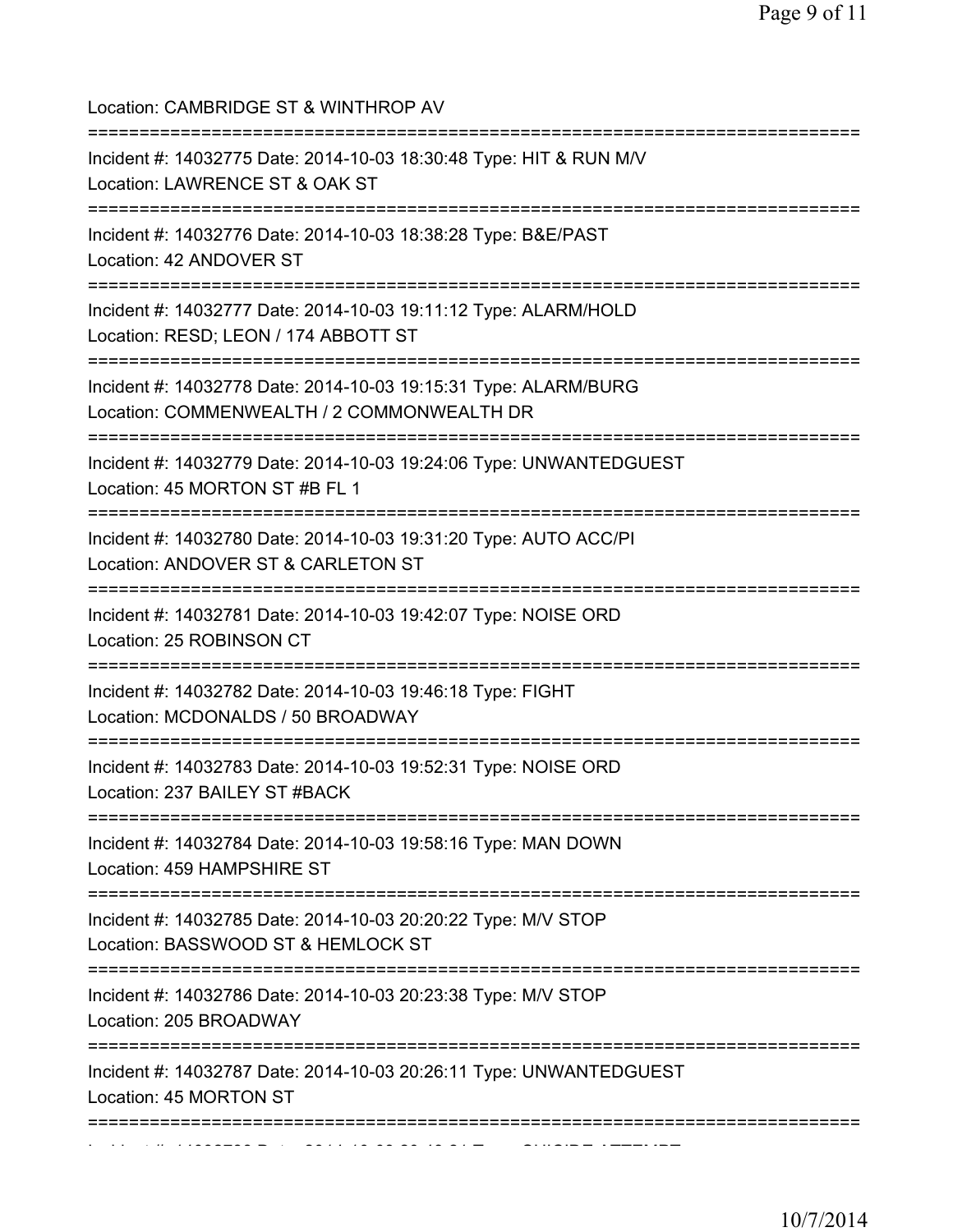Location: CAMBRIDGE ST & WINTHROP AV

===========================================================================

Incident #: 14032775 Date: 2014-10-03 18:30:48 Type: HIT & RUN M/V
Location: LAWRENCE ST & OAK ST

===========================================================================

Incident #: 14032776 Date: 2014-10-03 18:38:28 Type: B&E/PAST
Location: 42 ANDOVER ST

===========================================================================

Incident #: 14032777 Date: 2014-10-03 19:11:12 Type: ALARM/HOLD
Location: RESD; LEON / 174 ABBOTT ST

===========================================================================

Incident #: 14032778 Date: 2014-10-03 19:15:31 Type: ALARM/BURG
Location: COMMENWEALTH / 2 COMMONWEALTH DR

===========================================================================

Incident #: 14032779 Date: 2014-10-03 19:24:06 Type: UNWANTEDGUEST
Location: 45 MORTON ST #B FL 1

===========================================================================

Incident #: 14032780 Date: 2014-10-03 19:31:20 Type: AUTO ACC/PI
Location: ANDOVER ST & CARLETON ST

===========================================================================

Incident #: 14032781 Date: 2014-10-03 19:42:07 Type: NOISE ORD
Location: 25 ROBINSON CT

===========================================================================

Incident #: 14032782 Date: 2014-10-03 19:46:18 Type: FIGHT
Location: MCDONALDS / 50 BROADWAY

===========================================================================

Incident #: 14032783 Date: 2014-10-03 19:52:31 Type: NOISE ORD
Location: 237 BAILEY ST #BACK

===========================================================================

Incident #: 14032784 Date: 2014-10-03 19:58:16 Type: MAN DOWN
Location: 459 HAMPSHIRE ST

===========================================================================

Incident #: 14032785 Date: 2014-10-03 20:20:22 Type: M/V STOP
Location: BASSWOOD ST & HEMLOCK ST

===========================================================================

Incident #: 14032786 Date: 2014-10-03 20:23:38 Type: M/V STOP
Location: 205 BROADWAY

===========================================================================

Incident #: 14032787 Date: 2014-10-03 20:26:11 Type: UNWANTEDGUEST
Location: 45 MORTON ST

===========================================================================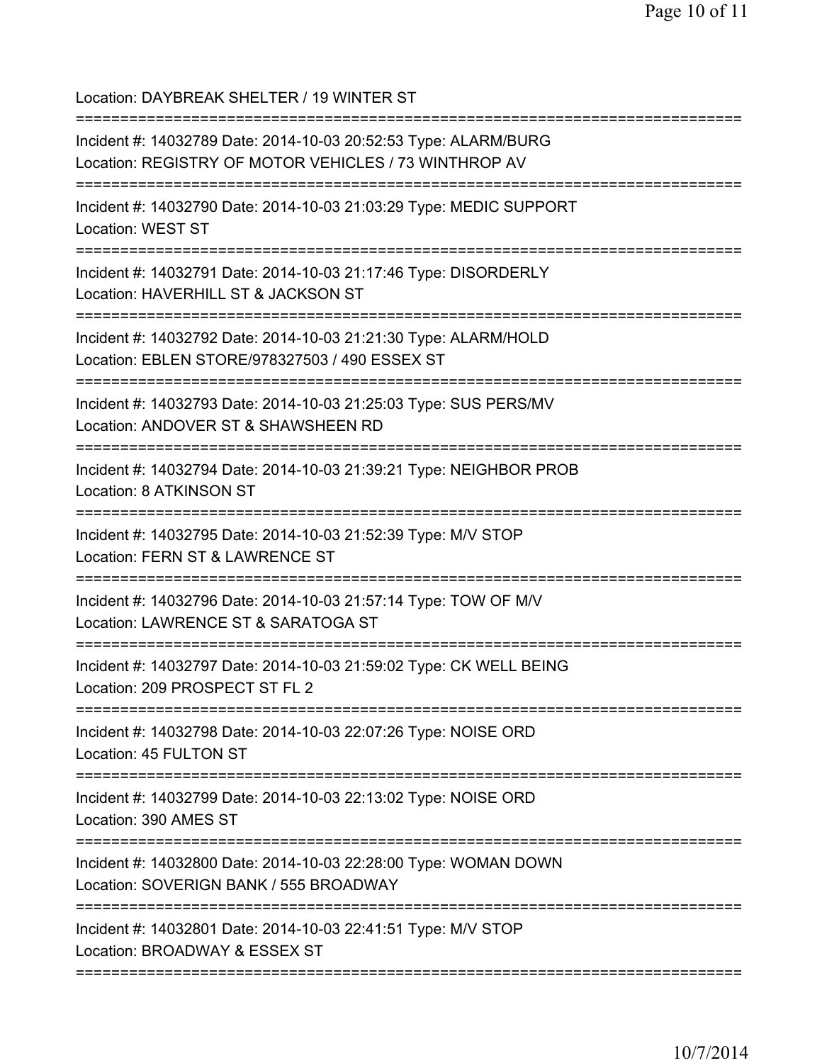Location: DAYBREAK SHELTER / 19 WINTER ST

===========================================================================

Incident #: 14032789 Date: 2014-10-03 20:52:53 Type: ALARM/BURG
Location: REGISTRY OF MOTOR VEHICLES / 73 WINTHROP AV

===========================================================================

Incident #: 14032790 Date: 2014-10-03 21:03:29 Type: MEDIC SUPPORT
Location: WEST ST

===========================================================================

Incident #: 14032791 Date: 2014-10-03 21:17:46 Type: DISORDERLY
Location: HAVERHILL ST & JACKSON ST

===========================================================================

Incident #: 14032792 Date: 2014-10-03 21:21:30 Type: ALARM/HOLD
Location: EBLEN STORE/978327503 / 490 ESSEX ST

===========================================================================

Incident #: 14032793 Date: 2014-10-03 21:25:03 Type: SUS PERS/MV
Location: ANDOVER ST & SHAWSHEEN RD

===========================================================================

Incident #: 14032794 Date: 2014-10-03 21:39:21 Type: NEIGHBOR PROB
Location: 8 ATKINSON ST

===========================================================================

Incident #: 14032795 Date: 2014-10-03 21:52:39 Type: M/V STOP
Location: FERN ST & LAWRENCE ST

===========================================================================

Incident #: 14032796 Date: 2014-10-03 21:57:14 Type: TOW OF M/V
Location: LAWRENCE ST & SARATOGA ST

===========================================================================

Incident #: 14032797 Date: 2014-10-03 21:59:02 Type: CK WELL BEING
Location: 209 PROSPECT ST FL 2

===========================================================================

Incident #: 14032798 Date: 2014-10-03 22:07:26 Type: NOISE ORD
Location: 45 FULTON ST

===========================================================================

Incident #: 14032799 Date: 2014-10-03 22:13:02 Type: NOISE ORD
Location: 390 AMES ST

===========================================================================

Incident #: 14032800 Date: 2014-10-03 22:28:00 Type: WOMAN DOWN
Location: SOVERIGN BANK / 555 BROADWAY

===========================================================================

Incident #: 14032801 Date: 2014-10-03 22:41:51 Type: M/V STOP
Location: BROADWAY & ESSEX ST

===========================================================================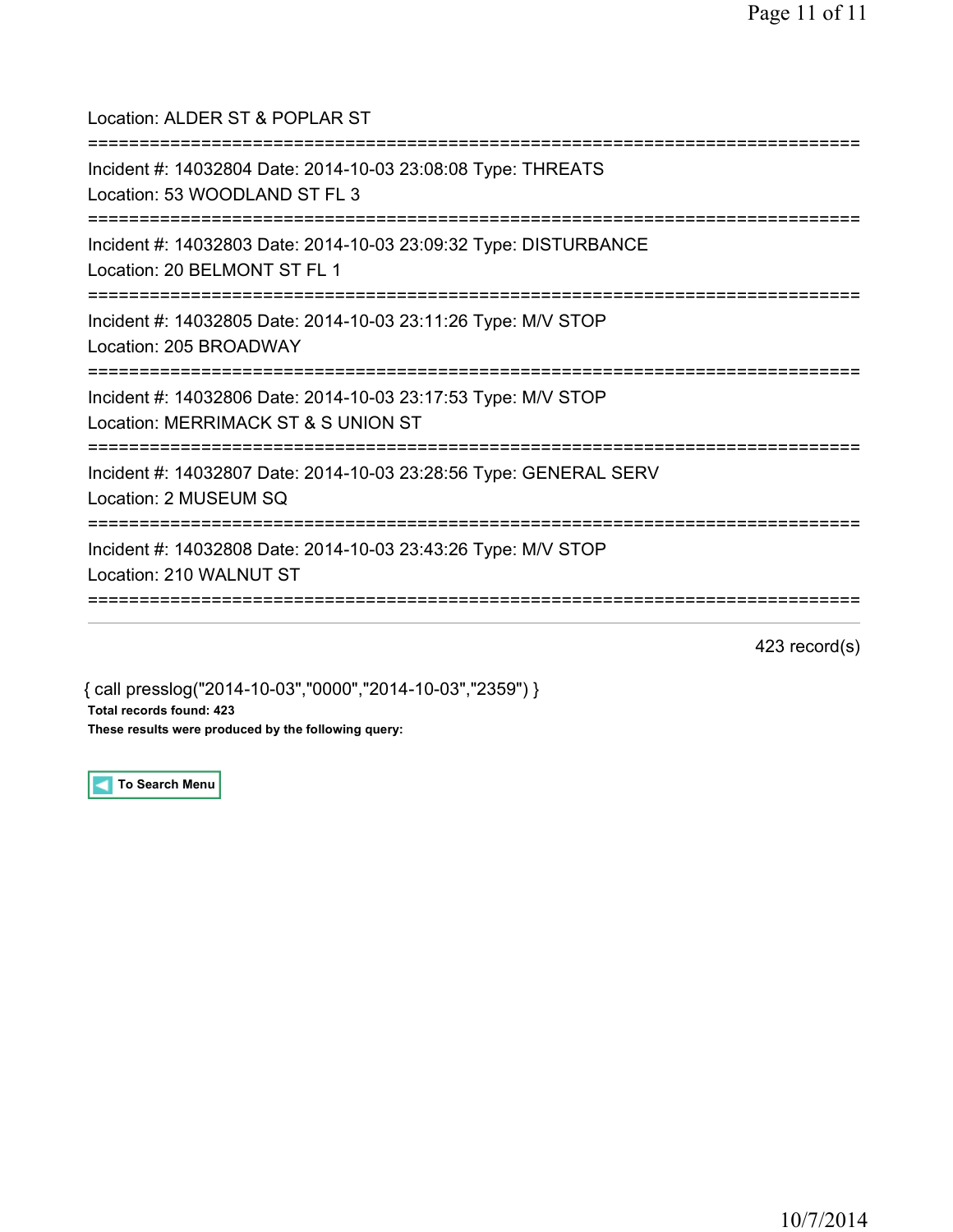Location: ALDER ST & POPLAR ST

===========================================================================

Incident #: 14032804 Date: 2014-10-03 23:08:08 Type: THREATS
Location: 53 WOODLAND ST FL 3

===========================================================================

Incident #: 14032803 Date: 2014-10-03 23:09:32 Type: DISTURBANCE
Location: 20 BELMONT ST FL 1

===========================================================================

Incident #: 14032805 Date: 2014-10-03 23:11:26 Type: M/V STOP
Location: 205 BROADWAY

===========================================================================

Incident #: 14032806 Date: 2014-10-03 23:17:53 Type: M/V STOP
Location: MERRIMACK ST & S UNION ST

===========================================================================

Incident #: 14032807 Date: 2014-10-03 23:28:56 Type: GENERAL SERV
Location: 2 MUSEUM SQ

===========================================================================

Incident #: 14032808 Date: 2014-10-03 23:43:26 Type: M/V STOP
Location: 210 WALNUT ST

===========================================================================

423 record(s)

{ call presslog("2014-10-03","0000","2014-10-03","2359") }

**Total records found: 423**

**These results were produced by the following query:**

To Search Menu